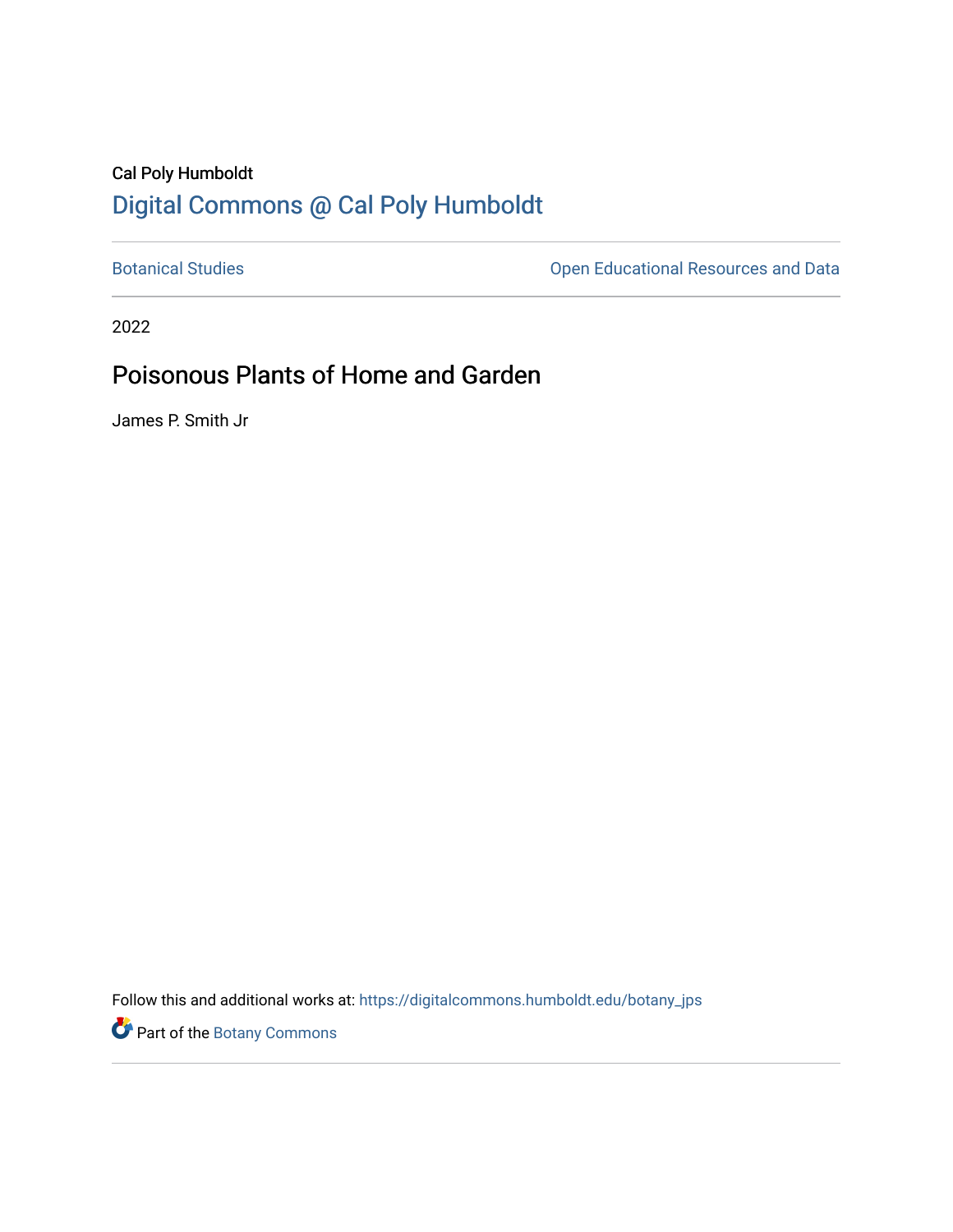Cal Poly Humboldt

# Digital Commons @ Cal Poly Humboldt

Botanical Studies | Open Educational Resources and Data

2022

## Poisonous Plants of Home and Garden

James P. Smith Jr

Follow this and additional works at: https://digitalcommons.humboldt.edu/botany_jps

Part of the Botany Commons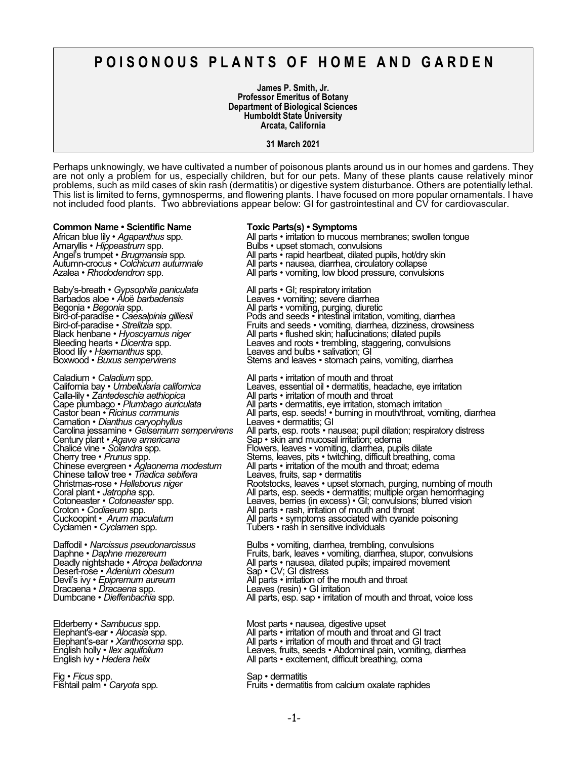# POISONOUS PLANTS OF HOME AND GARDEN

**James P. Smith, Jr.**
**Professor Emeritus of Botany**
**Department of Biological Sciences**
**Humboldt State University**
**Arcata, California**

**31 March 2021**

Perhaps unknowingly, we have cultivated a number of poisonous plants around us in our homes and gardens. They are not only a problem for us, especially children, but for our pets. Many of these plants cause relatively minor problems, such as mild cases of skin rash (dermatitis) or digestive system disturbance. Others are potentially lethal. This list is limited to ferns, gymnosperms, and flowering plants. I have focused on more popular ornamentals. I have not included food plants. Two abbreviations appear below: GI for gastrointestinal and CV for cardiovascular.

| **Common Name • Scientific Name** | **Toxic Parts(s) • Symptoms** |
|---|---|
| African blue lily • *Agapanthus* spp. | All parts • irritation to mucous membranes; swollen tongue |
| Amaryllis • *Hippeastrum* spp. | Bulbs • upset stomach, convulsions |
| Angel's trumpet • *Brugmansia* spp. | All parts • rapid heartbeat, dilated pupils, hot/dry skin |
| Autumn-crocus • *Colchicum autumnale* | All parts • nausea, diarrhea, circulatory collapse |
| Azalea • *Rhododendron* spp. | All parts • vomiting, low blood pressure, convulsions |
| Baby's-breath • *Gypsophila paniculata* | All parts • GI; respiratory irritation |
| Barbados aloe • *Aloë barbadensis* | Leaves • vomiting; severe diarrhea |
| Begonia • *Begonia* spp. | All parts • vomiting, purging, diuretic |
| Bird-of-paradise • *Caesalpinia gilliesii* | Pods and seeds • intestinal irritation, vomiting, diarrhea |
| Bird-of-paradise • *Strelitzia* spp. | Fruits and seeds • vomiting, diarrhea, dizziness, drowsiness |
| Black henbane • *Hyoscyamus niger* | All parts • flushed skin; hallucinations; dilated pupils |
| Bleeding hearts • *Dicentra* spp. | Leaves and roots • trembling, staggering, convulsions |
| Blood lily • *Haemanthus* spp. | Leaves and bulbs • salivation; GI |
| Boxwood • *Buxus sempervirens* | Stems and leaves • stomach pains, vomiting, diarrhea |
| Caladium • *Caladium* spp. | All parts • irritation of mouth and throat |
| California bay • *Umbellularia californica* | Leaves, essential oil • dermatitis, headache, eye irritation |
| Calla-lily • *Zantedeschia aethiopica* | All parts • irritation of mouth and throat |
| Cape plumbago • *Plumbago auriculata* | All parts • dermatitis, eye irritation, stomach irritation |
| Castor bean • *Ricinus communis* | All parts, esp. seeds! • burning in mouth/throat, vomiting, diarrhea |
| Carnation • *Dianthus caryophyllus* | Leaves • dermatitis; GI |
| Carolina jessamine • *Gelsemium sempervirens* | All parts, esp. roots • nausea; pupil dilation; respiratory distress |
| Century plant • *Agave americana* | Sap • skin and mucosal irritation; edema |
| Chalice vine • *Solandra* spp. | Flowers, leaves • vomiting, diarrhea, pupils dilate |
| Cherry tree • *Prunus* spp. | Stems, leaves, pits • twitching, difficult breathing, coma |
| Chinese evergreen • *Aglaonema modestum* | All parts • irritation of the mouth and throat; edema |
| Chinese tallow tree • *Triadica sebifera* | Leaves, fruits, sap • dermatitis |
| Christmas-rose • *Helleborus niger* | Rootstocks, leaves • upset stomach, purging, numbing of mouth |
| Coral plant • *Jatropha* spp. | All parts, esp. seeds • dermatitis; multiple organ hemorrhaging |
| Cotoneaster • *Cotoneaster* spp. | Leaves, berries (in excess) • GI; convulsions; blurred vision |
| Croton • *Codiaeum* spp. | All parts • rash, irritation of mouth and throat |
| Cuckoopint • *Arum maculatum* | All parts • symptoms associated with cyanide poisoning |
| Cyclamen • *Cyclamen* spp. | Tubers • rash in sensitive individuals |
| Daffodil • *Narcissus pseudonarcissus* | Bulbs • vomiting, diarrhea, trembling, convulsions |
| Daphne • *Daphne mezereum* | Fruits, bark, leaves • vomiting, diarrhea, stupor, convulsions |
| Deadly nightshade • *Atropa belladonna* | All parts • nausea, dilated pupils; impaired movement |
| Desert-rose • *Adenium obesum* | Sap • CV; GI distress |
| Devil's ivy • *Epipremum aureum* | All parts • irritation of the mouth and throat |
| Dracaena • *Dracaena* spp. | Leaves (resin) • GI irritation |
| Dumbcane • *Dieffenbachia* spp. | All parts, esp. sap • irritation of mouth and throat, voice loss |
| Elderberry • *Sambucus* spp. | Most parts • nausea, digestive upset |
| Elephant's-ear • *Alocasia* spp. | All parts • irritation of mouth and throat and GI tract |
| Elephant's-ear • *Xanthosoma* spp. | All parts • irritation of mouth and throat and GI tract |
| English holly • *Ilex aquifolium* | Leaves, fruits, seeds • Abdominal pain, vomiting, diarrhea |
| English ivy • *Hedera helix* | All parts • excitement, difficult breathing, coma |
| Fig • *Ficus* spp. | Sap • dermatitis |
| Fishtail palm • *Caryota* spp. | Fruits • dermatitis from calcium oxalate raphides |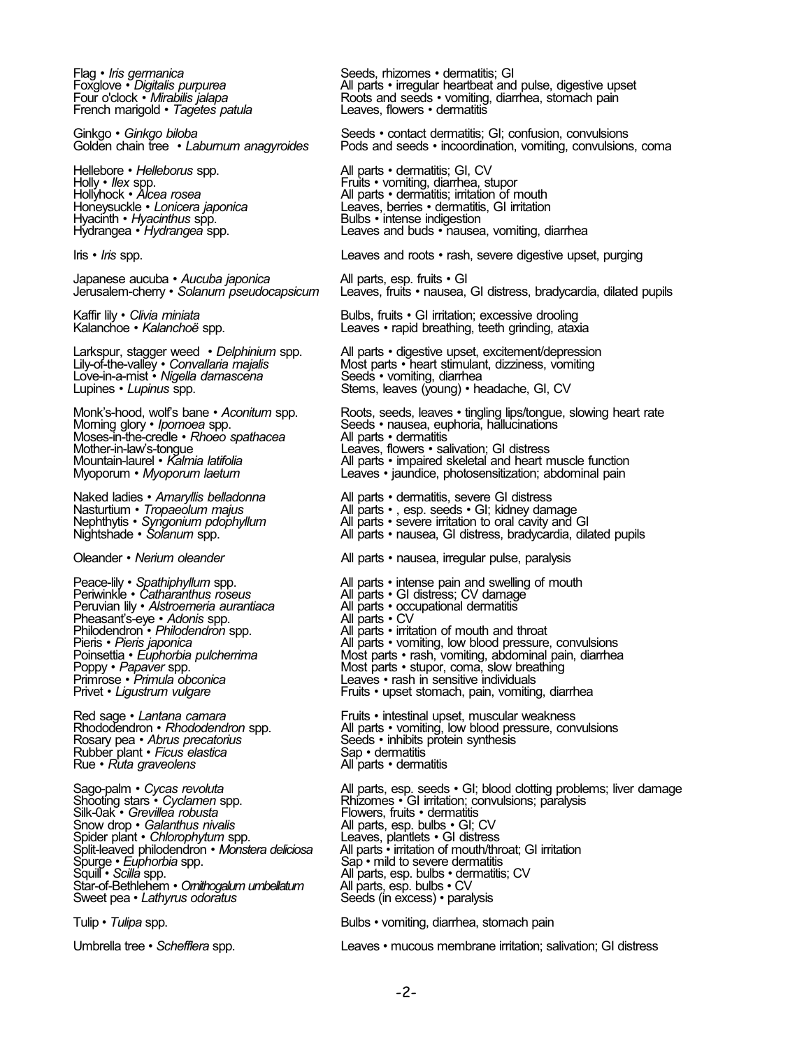| Plant | Toxic parts • Symptoms |
|---|---|
| Flag • *Iris germanica* | Seeds, rhizomes • dermatitis; GI |
| Foxglove • *Digitalis purpurea* | All parts • irregular heartbeat and pulse, digestive upset |
| Four o'clock • *Mirabilis jalapa* | Roots and seeds • vomiting, diarrhea, stomach pain |
| French marigold • *Tagetes patula* | Leaves, flowers • dermatitis |
| Ginkgo • *Ginkgo biloba* | Seeds • contact dermatitis; GI; confusion, convulsions |
| Golden chain tree • *Laburnum anagyroides* | Pods and seeds • incoordination, vomiting, convulsions, coma |
| Hellebore • *Helleborus* spp. | All parts • dermatitis; GI, CV |
| Holly • *Ilex* spp. | Fruits • vomiting, diarrhea, stupor |
| Hollyhock • *Alcea rosea* | All parts • dermatitis; irritation of mouth |
| Honeysuckle • *Lonicera japonica* | Leaves, berries • dermatitis, GI irritation |
| Hyacinth • *Hyacinthus* spp. | Bulbs • intense indigestion |
| Hydrangea • *Hydrangea* spp. | Leaves and buds • nausea, vomiting, diarrhea |
| Iris • *Iris* spp. | Leaves and roots • rash, severe digestive upset, purging |
| Japanese aucuba • *Aucuba japonica* | All parts, esp. fruits • GI |
| Jerusalem-cherry • *Solanum pseudocapsicum* | Leaves, fruits • nausea, GI distress, bradycardia, dilated pupils |
| Kaffir lily • *Clivia miniata* | Bulbs, fruits • GI irritation; excessive drooling |
| Kalanchoe • *Kalanchoë* spp. | Leaves • rapid breathing, teeth grinding, ataxia |
| Larkspur, stagger weed • *Delphinium* spp. | All parts • digestive upset, excitement/depression |
| Lily-of-the-valley • *Convallaria majalis* | Most parts • heart stimulant, dizziness, vomiting |
| Love-in-a-mist • *Nigella damascena* | Seeds • vomiting, diarrhea |
| Lupines • *Lupinus* spp. | Stems, leaves (young) • headache, GI, CV |
| Monk's-hood, wolf's bane • *Aconitum* spp. | Roots, seeds, leaves • tingling lips/tongue, slowing heart rate |
| Morning glory • *Ipomoea* spp. | Seeds • nausea, euphoria, hallucinations |
| Moses-in-the-credle • *Rhoeo spathacea* | All parts • dermatitis |
| Mother-in-law's-tongue | Leaves, flowers • salivation; GI distress |
| Mountain-laurel • *Kalmia latifolia* | All parts • impaired skeletal and heart muscle function |
| Myoporum • *Myoporum laetum* | Leaves • jaundice, photosensitization; abdominal pain |
| Naked ladies • *Amaryllis belladonna* | All parts • dermatitis, severe GI distress |
| Nasturtium • *Tropaeolum majus* | All parts • , esp. seeds • GI; kidney damage |
| Nephthytis • *Syngonium pdophyllum* | All parts • severe irritation to oral cavity and GI |
| Nightshade • *Solanum* spp. | All parts • nausea, GI distress, bradycardia, dilated pupils |
| Oleander • *Nerium oleander* | All parts • nausea, irregular pulse, paralysis |
| Peace-lily • *Spathiphyllum* spp. | All parts • intense pain and swelling of mouth |
| Periwinkle • *Catharanthus roseus* | All parts • GI distress; CV damage |
| Peruvian lily • *Alstroemeria aurantiaca* | All parts • occupational dermatitis |
| Pheasant's-eye • *Adonis* spp. | All parts • CV |
| Philodendron • *Philodendron* spp. | All parts • irritation of mouth and throat |
| Pieris • *Pieris japonica* | All parts • vomiting, low blood pressure, convulsions |
| Poinsettia • *Euphorbia pulcherrima* | Most parts • rash, vomiting, abdominal pain, diarrhea |
| Poppy • *Papaver* spp. | Most parts • stupor, coma, slow breathing |
| Primrose • *Primula obconica* | Leaves • rash in sensitive individuals |
| Privet • *Ligustrum vulgare* | Fruits • upset stomach, pain, vomiting, diarrhea |
| Red sage • *Lantana camara* | Fruits • intestinal upset, muscular weakness |
| Rhododendron • *Rhododendron* spp. | All parts • vomiting, low blood pressure, convulsions |
| Rosary pea • *Abrus precatorius* | Seeds • inhibits protein synthesis |
| Rubber plant • *Ficus elastica* | Sap • dermatitis |
| Rue • *Ruta graveolens* | All parts • dermatitis |
| Sago-palm • *Cycas revoluta* | All parts, esp. seeds • GI; blood clotting problems; liver damage |
| Shooting stars • *Cyclamen* spp. | Rhizomes • GI irritation; convulsions; paralysis |
| Silk-0ak • *Grevillea robusta* | Flowers, fruits • dermatitis |
| Snow drop • *Galanthus nivalis* | All parts, esp. bulbs • GI; CV |
| Spider plant • *Chlorophytum* spp. | Leaves, plantlets • GI distress |
| Split-leaved philodendron • *Monstera deliciosa* | All parts • irritation of mouth/throat; GI irritation |
| Spurge • *Euphorbia* spp. | Sap • mild to severe dermatitis |
| Squill • *Scilla* spp. | All parts, esp. bulbs • dermatitis; CV |
| Star-of-Bethlehem • *Ornithogalum umbellatum* | All parts, esp. bulbs • CV |
| Sweet pea • *Lathyrus odoratus* | Seeds (in excess) • paralysis |
| Tulip • *Tulipa* spp. | Bulbs • vomiting, diarrhea, stomach pain |
| Umbrella tree • *Schefflera* spp. | Leaves • mucous membrane irritation; salivation; GI distress |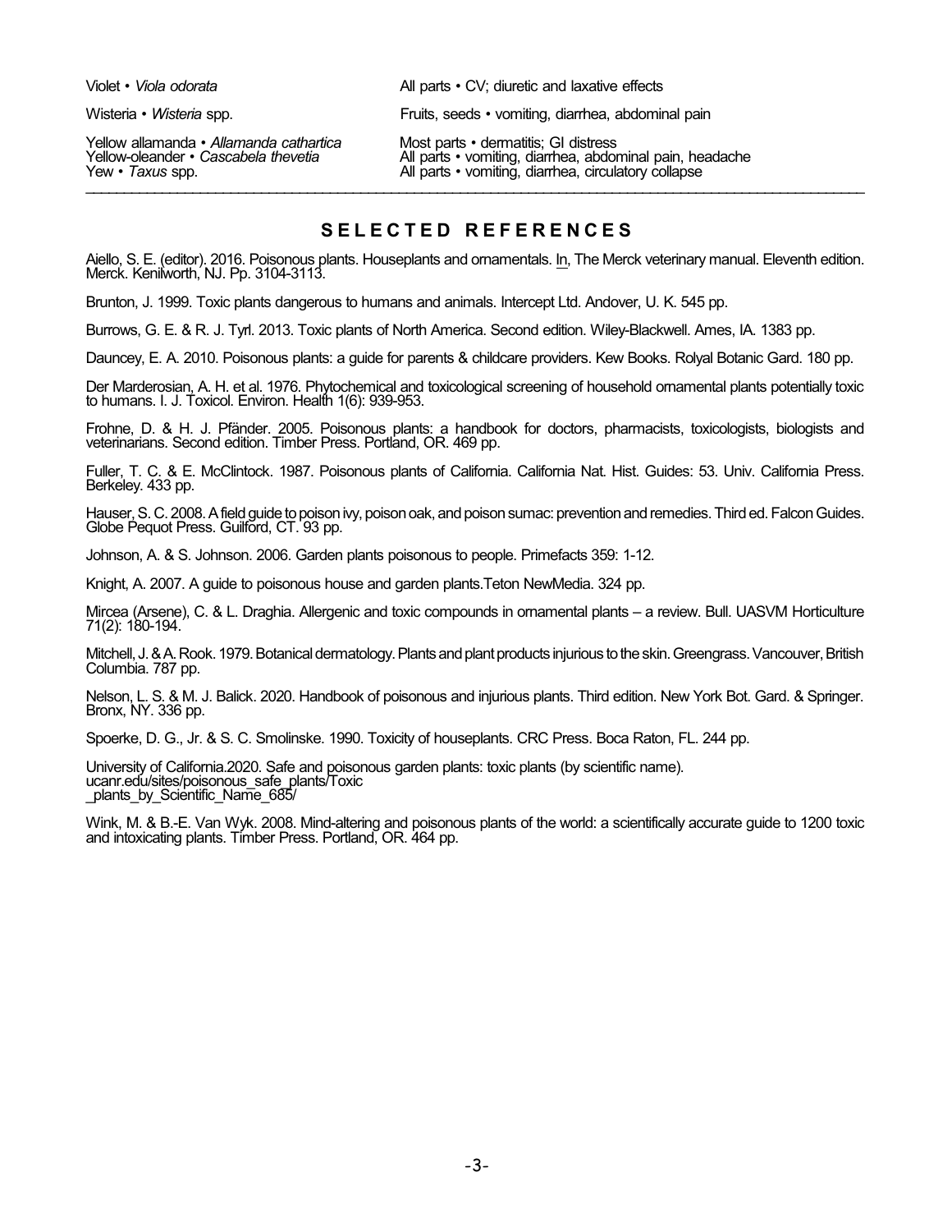| | |
|---|---|
| Violet • *Viola odorata* | All parts • CV; diuretic and laxative effects |
| Wisteria • *Wisteria* spp. | Fruits, seeds • vomiting, diarrhea, abdominal pain |
| Yellow allamanda • *Allamanda cathartica* | Most parts • dermatitis; GI distress |
| Yellow-oleander • *Cascabela thevetia* | All parts • vomiting, diarrhea, abdominal pain, headache |
| Yew • *Taxus* spp. | All parts • vomiting, diarrhea, circulatory collapse |

## SELECTED REFERENCES

Aiello, S. E. (editor). 2016. Poisonous plants. Houseplants and ornamentals. In, The Merck veterinary manual. Eleventh edition. Merck. Kenilworth, NJ. Pp. 3104-3113.

Brunton, J. 1999. Toxic plants dangerous to humans and animals. Intercept Ltd. Andover, U. K. 545 pp.

Burrows, G. E. & R. J. Tyrl. 2013. Toxic plants of North America. Second edition. Wiley-Blackwell. Ames, IA. 1383 pp.

Dauncey, E. A. 2010. Poisonous plants: a guide for parents & childcare providers. Kew Books. Rolyal Botanic Gard. 180 pp.

Der Marderosian, A. H. et al. 1976. Phytochemical and toxicological screening of household ornamental plants potentially toxic to humans. I. J. Toxicol. Environ. Health 1(6): 939-953.

Frohne, D. & H. J. Pfänder. 2005. Poisonous plants: a handbook for doctors, pharmacists, toxicologists, biologists and veterinarians. Second edition. Timber Press. Portland, OR. 469 pp.

Fuller, T. C. & E. McClintock. 1987. Poisonous plants of California. California Nat. Hist. Guides: 53. Univ. California Press. Berkeley. 433 pp.

Hauser, S. C. 2008. A field guide to poison ivy, poison oak, and poison sumac: prevention and remedies. Third ed. Falcon Guides. Globe Pequot Press. Guilford, CT. 93 pp.

Johnson, A. & S. Johnson. 2006. Garden plants poisonous to people. Primefacts 359: 1-12.

Knight, A. 2007. A guide to poisonous house and garden plants.Teton NewMedia. 324 pp.

Mircea (Arsene), C. & L. Draghia. Allergenic and toxic compounds in ornamental plants – a review. Bull. UASVM Horticulture 71(2): 180-194.

Mitchell, J. & A. Rook. 1979. Botanical dermatology. Plants and plant products injurious to the skin. Greengrass. Vancouver, British Columbia. 787 pp.

Nelson, L. S. & M. J. Balick. 2020. Handbook of poisonous and injurious plants. Third edition. New York Bot. Gard. & Springer. Bronx, NY. 336 pp.

Spoerke, D. G., Jr. & S. C. Smolinske. 1990. Toxicity of houseplants. CRC Press. Boca Raton, FL. 244 pp.

University of California.2020. Safe and poisonous garden plants: toxic plants (by scientific name). ucanr.edu/sites/poisonous_safe_plants/Toxic_plants_by_Scientific_Name_685/

Wink, M. & B.-E. Van Wyk. 2008. Mind-altering and poisonous plants of the world: a scientifically accurate guide to 1200 toxic and intoxicating plants. Timber Press. Portland, OR. 464 pp.